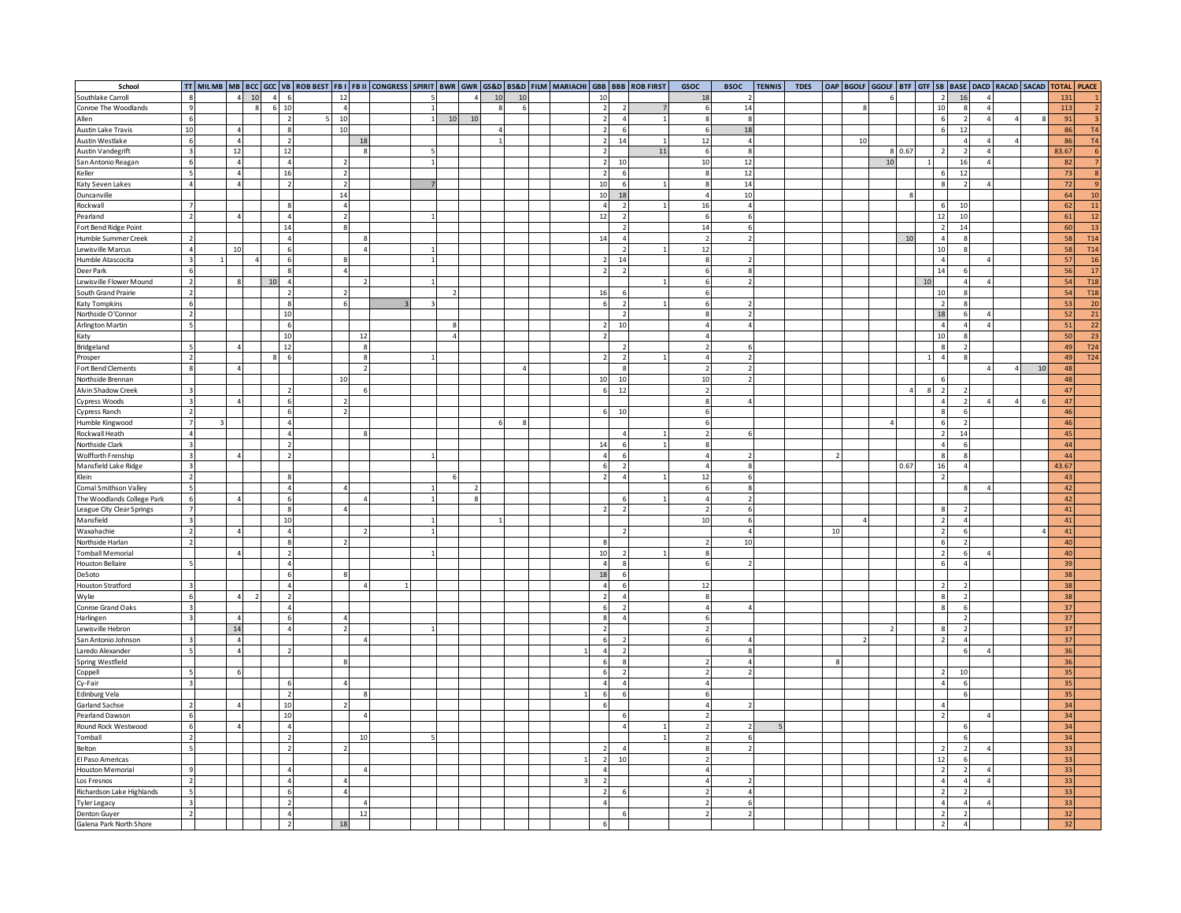| School | TT | MIL MB | MB | BCC | GCC | VB | ROB BEST | FB I | FB II | CONGRESS | SPIRIT | BWR | GWR | GS&D | BS&D | FILM | MARIACHI | GBB | BBB | ROB FIRST | GSOC | BSOC | TENNIS | TDES | OAP | BGOLF | GGOLF | BTF | GTF | SB | BASE | DACD | RACAD | SACAD | TOTAL | PLACE |
|---|---|---|---|---|---|---|---|---|---|---|---|---|---|---|---|---|---|---|---|---|---|---|---|---|---|---|---|---|---|---|---|---|---|---|---|---|
| Southlake Carroll | 8 | | 4 | 10 | 4 | 6 | | 12 | | | 5 | | 4 | 10 | 10 | | | 10 | | | 18 | 2 | | | | | 6 | | | 2 | 16 | 4 | | | 131 | 1 |
| Conroe The Woodlands | 9 | | | 8 | 6 | 10 | | 4 | | | 1 | | | 8 | 6 | | | 2 | 2 | 7 | 6 | 14 | | | | 8 | | | | 10 | 8 | 4 | | | 113 | 2 |
| Allen | 6 | | | | | 2 | 5 | 10 | | | 1 | 10 | 10 | | | | | 2 | 4 | 1 | 8 | 8 | | | | | | | | 6 | 2 | 4 | 4 | 8 | 91 | 3 |
| Austin Lake Travis | 10 | | 4 | | | 8 | | 10 | | | | | | 4 | | | | 2 | 6 | | 6 | 18 | | | | | | | | 6 | 12 | | | | 86 | T4 |
| Austin Westlake | 6 | | 4 | | | 2 | | | 18 | | | | | 1 | | | | 2 | 14 | 1 | 12 | 4 | | | | 10 | | | | | 4 | 4 | 4 | | 86 | T4 |
| Austin Vandegrift | 3 | | 12 | | | 12 | | | 8 | | 5 | | | | | | | 2 | | 11 | 6 | 8 | | | | | 8 | 0.67 | | 2 | 2 | 4 | | | 83.67 | 6 |
| San Antonio Reagan | 6 | | 4 | | | 4 | | 2 | | | 1 | | | | | | | 2 | 10 | | 10 | 12 | | | | | 10 | | 1 | | 16 | 4 | | | 82 | 7 |
| Keller | 5 | | 4 | | | 16 | | 2 | | | | | | | | | | 2 | 6 | | 8 | 12 | | | | | | | | 6 | 12 | | | | 73 | 8 |
| Katy Seven Lakes | 4 | | 4 | | | 2 | | 2 | | | 7 | | | | | | | 10 | 6 | 1 | 8 | 14 | | | | | | | | 8 | 2 | 4 | | | 72 | 9 |
| Duncanville | | | | | | | | 14 | | | | | | | | | | 10 | 18 | | 4 | 10 | | | | | | 8 | | | | | | | 64 | 10 |
| Rockwall | 7 | | | | | 8 | | 4 | | | | | | | | | | 4 | 2 | 1 | 16 | 4 | | | | | | | | 6 | 10 | | | | 62 | 11 |
| Pearland | 2 | | 4 | | | 4 | | 2 | | | 1 | | | | | | | 12 | 2 | | 6 | 6 | | | | | | | | 12 | 10 | | | | 61 | 12 |
| Fort Bend Ridge Point | | | | | | 14 | | 8 | | | | | | | | | | | 2 | | 14 | 6 | | | | | | | | 2 | 14 | | | | 60 | 13 |
| Humble Summer Creek | 2 | | | | | 4 | | | 8 | | | | | | | | | 14 | 4 | | 2 | 2 | | | | | | 10 | | 4 | 8 | | | | 58 | T14 |
| Lewisville Marcus | 4 | | 10 | | | 6 | | | 4 | | 1 | | | | | | | | 2 | 1 | 12 | | | | | | | | | 10 | 8 | | | | 58 | T14 |
| Humble Atascocita | 3 | 1 | | 4 | | 6 | | 8 | | | 1 | | | | | | | 2 | 14 | | 8 | 2 | | | | | | | | 4 | | 4 | | | 57 | 16 |
| Deer Park | 6 | | | | | 8 | | 4 | | | | | | | | | | 2 | 2 | | 6 | 8 | | | | | | | | 14 | 6 | | | | 56 | 17 |
| Lewisville Flower Mound | 2 | | 8 | | 10 | 4 | | | 2 | | 1 | | | | | | | | | 1 | 6 | 2 | | | | | | | 10 | | 4 | 4 | | | 54 | T18 |
| South Grand Prairie | 2 | | | | | 2 | | 2 | | | | 2 | | | | | | 16 | 6 | | 6 | | | | | | | | | 10 | 8 | | | | 54 | T18 |
| Katy Tompkins | 6 | | | | | 8 | | 6 | | 3 | 3 | | | | | | | 6 | 2 | 1 | 6 | 2 | | | | | | | | 2 | 8 | | | | 53 | 20 |
| Northside O'Connor | 2 | | | | | 10 | | | | | | | | | | | | | 2 | | 8 | 2 | | | | | | | | 18 | 6 | 4 | | | 52 | 21 |
| Arlington Martin | 5 | | | | | 6 | | | | | | 8 | | | | | | 2 | 10 | | 4 | 4 | | | | | | | | 4 | 4 | 4 | | | 51 | 22 |
| Katy | | | | | | 10 | | | 12 | | | 4 | | | | | | 2 | | | 4 | | | | | | | | | 10 | 8 | | | | 50 | 23 |
| Bridgeland | 5 | | 4 | | | 12 | | | 8 | | | | | | | | | | 2 | | 2 | 6 | | | | | | | | 8 | 2 | | | | 49 | T24 |
| Prosper | 2 | | | | 8 | 6 | | | 8 | | 1 | | | | | | | 2 | 2 | 1 | 4 | 2 | | | | | | | 1 | 4 | 8 | | | | 49 | T24 |
| Fort Bend Clements | 8 | | 4 | | | | | | 2 | | | | | | 4 | | | | 8 | | 2 | 2 | | | | | | | | | | 4 | 4 | 10 | 48 | |
| Northside Brennan | | | | | | | | 10 | | | | | | | | | | 10 | 10 | | 10 | 2 | | | | | | | | 6 | | | | | 48 | |
| Alvin Shadow Creek | 3 | | | | | 2 | | | 6 | | | | | | | | | 6 | 12 | | 2 | | | | | | | 4 | 8 | 2 | 2 | | | | 47 | |
| Cypress Woods | 3 | | 4 | | | 6 | | 2 | | | | | | | | | | | | | 8 | 4 | | | | | | | | 4 | 2 | 4 | 4 | 6 | 47 | |
| Cypress Ranch | 2 | | | | | 6 | | 2 | | | | | | | | | | 6 | 10 | | 6 | | | | | | | | | 8 | 6 | | | | 46 | |
| Humble Kingwood | 7 | 3 | | | | 4 | | | | | | | | 6 | 8 | | | | | | 6 | | | | | | 4 | | | 6 | 2 | | | | 46 | |
| Rockwall Heath | 4 | | | | | 4 | | | 8 | | | | | | | | | | 4 | 1 | 2 | 6 | | | | | | | | 2 | 14 | | | | 45 | |
| Northside Clark | 3 | | | | | 2 | | | | | | | | | | | | 14 | 6 | 1 | 8 | | | | | | | | | 4 | 6 | | | | 44 | |
| Wolfforth Frenship | 3 | | 4 | | | 2 | | | | | 1 | | | | | | | 4 | 6 | | 4 | 2 | | | 2 | | | | | 8 | 8 | | | | 44 | |
| Mansfield Lake Ridge | 3 | | | | | | | | | | | | | | | | | 6 | 2 | | 4 | 8 | | | | | | 0.67 | | 16 | 4 | | | | 43.67 | |
| Klein | 2 | | | | | 8 | | | | | | 6 | | | | | | 2 | 4 | 1 | 12 | 6 | | | | | | | | 2 | | | | | 43 | |
| Comal Smithson Valley | 5 | | | | | 4 | | 4 | | | 1 | | 2 | | | | | | | | 6 | 8 | | | | | | | | | 8 | 4 | | | 42 | |
| The Woodlands College Park | 6 | | 4 | | | 6 | | | 4 | | 1 | | 8 | | | | | | 6 | 1 | 4 | 2 | | | | | | | | | | | | | 42 | |
| League City Clear Springs | 7 | | | | | 8 | | 4 | | | | | | | | | | 2 | 2 | | 2 | 6 | | | | | | | | 8 | 2 | | | | 41 | |
| Mansfield | 3 | | | | | 10 | | | | | 1 | | | 1 | | | | | | | 10 | 6 | | | | 4 | | | | 2 | 4 | | | | 41 | |
| Waxahachie | 2 | | 4 | | | 4 | | | 2 | | 1 | | | | | | | | 2 | | | 4 | | | 10 | | | | | 2 | 6 | | | 4 | 41 | |
| Northside Harlan | 2 | | | | | 8 | | 2 | | | | | | | | | | 8 | | | 2 | 10 | | | | | | | | 6 | 2 | | | | 40 | |
| Tomball Memorial | | | 4 | | | 2 | | | | | 1 | | | | | | | 10 | 2 | 1 | 8 | | | | | | | | | 2 | 6 | 4 | | | 40 | |
| Houston Bellaire | 5 | | | | | 4 | | | | | | | | | | | | 4 | 8 | | 6 | 2 | | | | | | | | 6 | 4 | | | | 39 | |
| DeSoto | | | | | | 6 | | 8 | | | | | | | | | | 18 | 6 | | | | | | | | | | | | | | | | 38 | |
| Houston Stratford | 3 | | | | | 4 | | | 4 | 1 | | | | | | | | 4 | 6 | | 12 | | | | | | | | | 2 | 2 | | | | 38 | |
| Wylie | 6 | | 4 | 2 | | 2 | | | | | | | | | | | | 2 | 4 | | 8 | | | | | | | | | 8 | 2 | | | | 38 | |
| Conroe Grand Oaks | 3 | | | | | 4 | | | | | | | | | | | | 6 | 2 | | 4 | 4 | | | | | | | | 8 | 6 | | | | 37 | |
| Harlingen | 3 | | 4 | | | 6 | | 4 | | | | | | | | | | 8 | 4 | | 6 | | | | | | | | | | 2 | | | | 37 | |
| Lewisville Hebron | | | 14 | | | 4 | | 2 | | | 1 | | | | | | | 2 | | | 2 | | | | | | 2 | | | 8 | 2 | | | | 37 | |
| San Antonio Johnson | 3 | | 4 | | | | | | 4 | | | | | | | | | 6 | 2 | | 6 | 4 | | | | 2 | | | | 2 | 4 | | | | 37 | |
| Laredo Alexander | 5 | | 4 | | | 2 | | | | | | | | | | | 1 | 4 | 2 | | | 8 | | | | | | | | | 6 | 4 | | | 36 | |
| Spring Westfield | | | | | | | | 8 | | | | | | | | | | 6 | 8 | | 2 | 4 | | | 8 | | | | | | | | | | 36 | |
| Coppell | 5 | | 6 | | | | | | | | | | | | | | | 6 | 2 | | 2 | 2 | | | | | | | | 2 | 10 | | | | 35 | |
| Cy-Fair | 3 | | | | | 6 | | 4 | | | | | | | | | | 4 | 4 | | 4 | | | | | | | | | 4 | 6 | | | | 35 | |
| Edinburg Vela | | | | | | 2 | | | 8 | | | | | | | | 1 | 6 | 6 | | 6 | | | | | | | | | | 6 | | | | 35 | |
| Garland Sachse | 2 | | 4 | | | 10 | | 2 | | | | | | | | | | 6 | | | 4 | 2 | | | | | | | | 4 | | | | | 34 | |
| Pearland Dawson | 6 | | | | | 10 | | | 4 | | | | | | | | | | 6 | | 2 | | | | | | | | | 2 | | 4 | | | 34 | |
| Round Rock Westwood | 6 | | 4 | | | 4 | | | | | | | | | | | | | 4 | 1 | 2 | 2 | 5 | | | | | | | | 6 | | | | 34 | |
| Tomball | 2 | | | | | 2 | | | 10 | | 5 | | | | | | | | | 1 | 2 | 6 | | | | | | | | | 6 | | | | 34 | |
| Belton | 5 | | | | | 2 | | 2 | | | | | | | | | | 2 | 4 | | 8 | 2 | | | | | | | | 2 | 2 | 4 | | | 33 | |
| El Paso Americas | | | | | | | | | | | | | | | | | 1 | 2 | 10 | | 2 | | | | | | | | | 12 | 6 | | | | 33 | |
| Houston Memorial | 9 | | | | | 4 | | | 4 | | | | | | | | | 4 | | | 4 | | | | | | | | | 2 | 2 | 4 | | | 33 | |
| Los Fresnos | 2 | | | | | 4 | | 4 | | | | | | | | | 3 | 2 | | | 4 | 2 | | | | | | | | 4 | 4 | 4 | | | 33 | |
| Richardson Lake Highlands | 5 | | | | | 6 | | 4 | | | | | | | | | | 2 | 6 | | 2 | 4 | | | | | | | | 2 | 2 | | | | 33 | |
| Tyler Legacy | 3 | | | | | 2 | | | 4 | | | | | | | | | 4 | | | 2 | 6 | | | | | | | | 4 | 4 | 4 | | | 33 | |
| Denton Guyer | 2 | | | | | 4 | | | 12 | | | | | | | | | | 6 | | 2 | 2 | | | | | | | | 2 | 2 | | | | 32 | |
| Galena Park North Shore | | | | | | 2 | | 18 | | | | | | | | | | 6 | | | | | | | | | | | | 2 | 4 | | | | 32 | |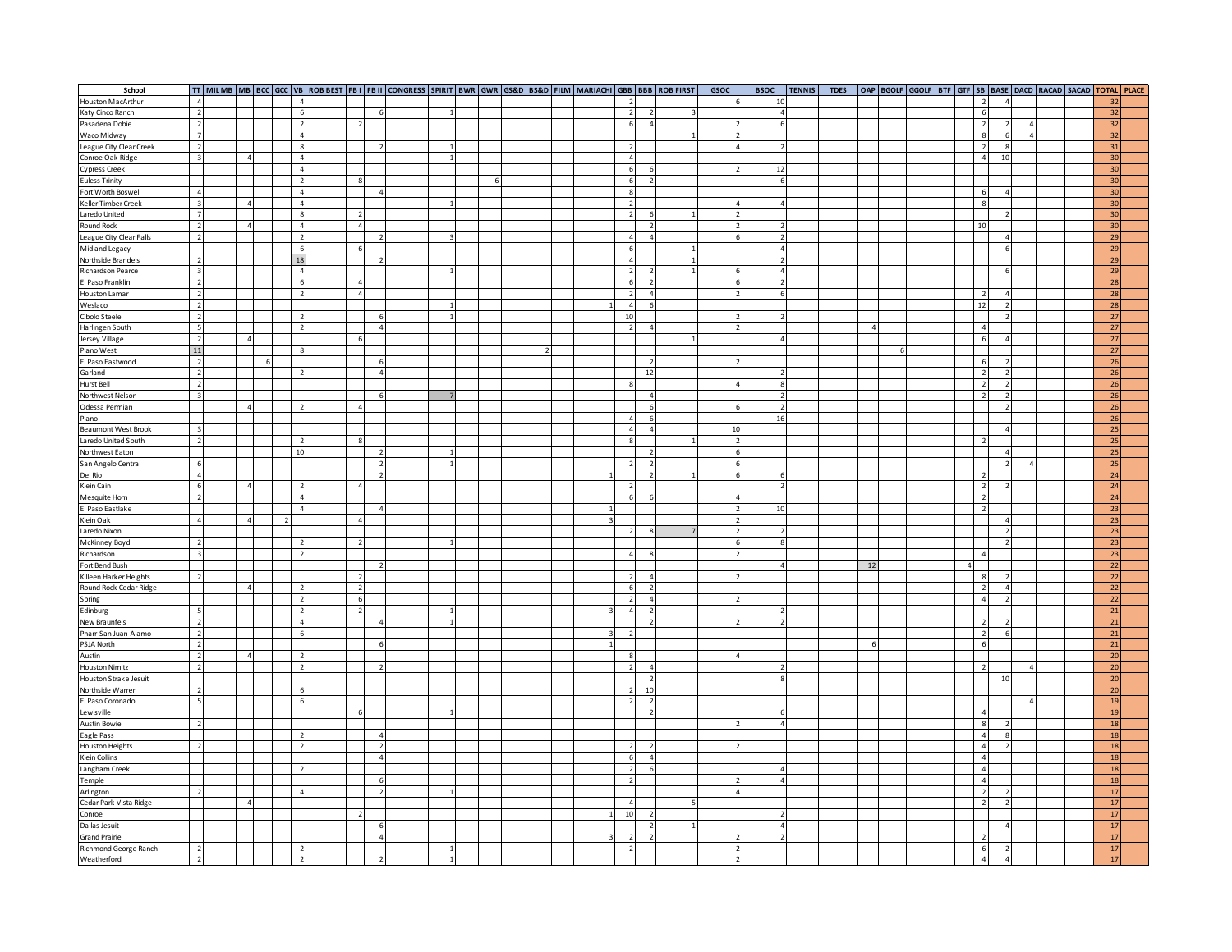| School | TT | MIL MB | MB | BCC | GCC | VB | ROB BEST | FB I | FB II | CONGRESS | SPIRIT | BWR | GWR | GS&D | BS&D | FILM | MARIACHI | GBB | BBB | ROB FIRST | GSOC | BSOC | TENNIS | TDES | OAP | BGOLF | GGOLF | BTF | GTF | SB | BASE | DACD | RACAD | SACAD | TOTAL | PLACE |
|---|---|---|---|---|---|---|---|---|---|---|---|---|---|---|---|---|---|---|---|---|---|---|---|---|---|---|---|---|---|---|---|---|---|---|---|---|
| Houston MacArthur | 4 | | | | | 4 | | | | | | | | | | | | 2 | | | 6 | 10 | | | | | | | | 2 | 4 | | | | 32 | |
| Katy Cinco Ranch | 2 | | | | | 6 | | | 6 | | 1 | | | | | | | 2 | 2 | 3 | | 4 | | | | | | | | 6 | | | | | 32 | |
| Pasadena Dobie | 2 | | | | | 2 | | 2 | | | | | | | | | | 6 | 4 | | 2 | 6 | | | | | | | | 2 | 2 | 4 | | | 32 | |
| Waco Midway | 7 | | | | | 4 | | | | | | | | | | | | | | 1 | 2 | | | | | | | | | 8 | 6 | 4 | | | 32 | |
| League City Clear Creek | 2 | | | | | 8 | | | 2 | | 1 | | | | | | | 2 | | | 4 | 2 | | | | | | | | 2 | 8 | | | | 31 | |
| Conroe Oak Ridge | 3 | | 4 | | | 4 | | | | | 1 | | | | | | | 4 | | | | | | | | | | | | 4 | 10 | | | | 30 | |
| Cypress Creek | | | | | | 4 | | | | | | | | | | | | 6 | 6 | | 2 | 12 | | | | | | | | | | | | | 30 | |
| Euless Trinity | | | | | | 2 | | 8 | | | | | 6 | | | | | 6 | 2 | | | 6 | | | | | | | | | | | | | 30 | |
| Fort Worth Boswell | 4 | | | | | 4 | | | 4 | | | | | | | | | 8 | | | | | | | | | | | | 6 | 4 | | | | 30 | |
| Keller Timber Creek | 3 | | 4 | | | 4 | | | | | 1 | | | | | | | 2 | | | 4 | 4 | | | | | | | | 8 | | | | | 30 | |
| Laredo United | 7 | | | | | 8 | | 2 | | | | | | | | | | 2 | 6 | 1 | 2 | | | | | | | | | | 2 | | | | 30 | |
| Round Rock | 2 | | 4 | | | 4 | | 4 | | | | | | | | | | | 2 | | 2 | 2 | | | | | | | | 10 | | | | | 30 | |
| League City Clear Falls | 2 | | | | | 2 | | | 2 | | 3 | | | | | | | 4 | 4 | | 6 | 2 | | | | | | | | | 4 | | | | 29 | |
| Midland Legacy | | | | | | 6 | | 6 | | | | | | | | | | 6 | | 1 | | 4 | | | | | | | | | 6 | | | | 29 | |
| Northside Brandeis | 2 | | | | | 18 | | | 2 | | | | | | | | | 4 | | 1 | | 2 | | | | | | | | | | | | | 29 | |
| Richardson Pearce | 3 | | | | | 4 | | | | | 1 | | | | | | | 2 | 2 | 1 | 6 | 4 | | | | | | | | | 6 | | | | 29 | |
| El Paso Franklin | 2 | | | | | 6 | | 4 | | | | | | | | | | 6 | 2 | | 6 | 2 | | | | | | | | | | | | | 28 | |
| Houston Lamar | 2 | | | | | 2 | | 4 | | | | | | | | | | 2 | 4 | | 2 | 6 | | | | | | | | 2 | 4 | | | | 28 | |
| Weslaco | 2 | | | | | | | | | | 1 | | | | | | 1 | 4 | 6 | | | | | | | | | | | 12 | 2 | | | | 28 | |
| Cibolo Steele | 2 | | | | | 2 | | | 6 | | 1 | | | | | | | 10 | | | 2 | 2 | | | | | | | | | 2 | | | | 27 | |
| Harlingen South | 5 | | | | | 2 | | | 4 | | | | | | | | | 2 | 4 | | 2 | | | | 4 | | | | | 4 | | | | | 27 | |
| Jersey Village | 2 | | 4 | | | | | 6 | | | | | | | | | | | | 1 | | 4 | | | | | | | | 6 | 4 | | | | 27 | |
| Plano West | 11 | | | | | 8 | | | | | | | | | 2 | | | | | | | | | | | 6 | | | | | | | | | 27 | |
| El Paso Eastwood | 2 | | | 6 | | | | | 6 | | | | | | | | | | 2 | | 2 | | | | | | | | | 6 | 2 | | | | 26 | |
| Garland | 2 | | | | | 2 | | | 4 | | | | | | | | | | 12 | | | 2 | | | | | | | | 2 | 2 | | | | 26 | |
| Hurst Bell | 2 | | | | | | | | | | | | | | | | | 8 | | | 4 | 8 | | | | | | | | 2 | 2 | | | | 26 | |
| Northwest Nelson | 3 | | | | | | | | 6 | | 7 | | | | | | | | 4 | | | 2 | | | | | | | | 2 | 2 | | | | 26 | |
| Odessa Permian | | | 4 | | | 2 | | 4 | | | | | | | | | | | 6 | | 6 | 2 | | | | | | | | | 2 | | | | 26 | |
| Plano | | | | | | | | | | | | | | | | | | 4 | 6 | | | 16 | | | | | | | | | | | | | 26 | |
| Beaumont West Brook | 3 | | | | | | | | | | | | | | | | | 4 | 4 | | 10 | | | | | | | | | | 4 | | | | 25 | |
| Laredo United South | 2 | | | | | 2 | | 8 | | | | | | | | | | 8 | | 1 | 2 | | | | | | | | | 2 | | | | | 25 | |
| Northwest Eaton | | | | | | 10 | | | 2 | | 1 | | | | | | | | 2 | | 6 | | | | | | | | | | 4 | | | | 25 | |
| San Angelo Central | 6 | | | | | | | | 2 | | 1 | | | | | | | 2 | 2 | | 6 | | | | | | | | | | 2 | 4 | | | 25 | |
| Del Rio | 4 | | | | | | | | 2 | | | | | | | | 1 | | 2 | 1 | 6 | 6 | | | | | | | | 2 | | | | | 24 | |
| Klein Cain | 6 | | 4 | | | 2 | | 4 | | | | | | | | | | 2 | | | | 2 | | | | | | | | 2 | 2 | | | | 24 | |
| Mesquite Horn | 2 | | | | | 4 | | | | | | | | | | | | 6 | 6 | | 4 | | | | | | | | | 2 | | | | | 24 | |
| El Paso Eastlake | | | | | | 4 | | | 4 | | | | | | | | 1 | | | | 2 | 10 | | | | | | | | 2 | | | | | 23 | |
| Klein Oak | 4 | | 4 | | 2 | | | 4 | | | | | | | | | 3 | | | | 2 | | | | | | | | | | 4 | | | | 23 | |
| Laredo Nixon | | | | | | | | | | | | | | | | | | 2 | 8 | 7 | 2 | 2 | | | | | | | | | 2 | | | | 23 | |
| McKinney Boyd | 2 | | | | | 2 | | 2 | | | 1 | | | | | | | | | | 6 | 8 | | | | | | | | | 2 | | | | 23 | |
| Richardson | 3 | | | | | 2 | | | | | | | | | | | | 4 | 8 | | 2 | | | | | | | | | 4 | | | | | 23 | |
| Fort Bend Bush | | | | | | | | | 2 | | | | | | | | | | | | | 4 | | | 12 | | | | 4 | | | | | | 22 | |
| Killeen Harker Heights | 2 | | | | | | | 2 | | | | | | | | | | 2 | 4 | | 2 | | | | | | | | | 8 | 2 | | | | 22 | |
| Round Rock Cedar Ridge | | | 4 | | | 2 | | 2 | | | | | | | | | | 6 | 2 | | | | | | | | | | | 2 | 4 | | | | 22 | |
| Spring | | | | | | 2 | | 6 | | | | | | | | | | 2 | 4 | | 2 | | | | | | | | | 4 | 2 | | | | 22 | |
| Edinburg | 5 | | | | | 2 | | 2 | | | 1 | | | | | | 3 | 4 | 2 | | | 2 | | | | | | | | | | | | | 21 | |
| New Braunfels | 2 | | | | | 4 | | | 4 | | 1 | | | | | | | | 2 | | 2 | 2 | | | | | | | | 2 | 2 | | | | 21 | |
| Pharr-San Juan-Alamo | 2 | | | | | 6 | | | | | | | | | | | 3 | 2 | | | | | | | | | | | | 2 | 6 | | | | 21 | |
| PSJA North | 2 | | | | | | | | 6 | | | | | | | | 1 | | | | | | | | 6 | | | | | 6 | | | | | 21 | |
| Austin | 2 | | 4 | | | 2 | | | | | | | | | | | | 8 | | | 4 | | | | | | | | | | | | | | 20 | |
| Houston Nimitz | 2 | | | | | 2 | | | 2 | | | | | | | | | 2 | 4 | | | 2 | | | | | | | | 2 | | 4 | | | 20 | |
| Houston Strake Jesuit | | | | | | | | | | | | | | | | | | | 2 | | | 8 | | | | | | | | | 10 | | | | 20 | |
| Northside Warren | 2 | | | | | 6 | | | | | | | | | | | | 2 | 10 | | | | | | | | | | | | | | | | 20 | |
| El Paso Coronado | 5 | | | | | 6 | | | | | | | | | | | | 2 | 2 | | | | | | | | | | | | | 4 | | | 19 | |
| Lewisville | | | | | | | | 6 | | | 1 | | | | | | | | 2 | | | 6 | | | | | | | | 4 | | | | | 19 | |
| Austin Bowie | 2 | | | | | | | | | | | | | | | | | | | | 2 | 4 | | | | | | | | 8 | 2 | | | | 18 | |
| Eagle Pass | | | | | | 2 | | | 4 | | | | | | | | | | | | | | | | | | | | | 4 | 8 | | | | 18 | |
| Houston Heights | 2 | | | | | 2 | | | 2 | | | | | | | | | 2 | 2 | | 2 | | | | | | | | | 4 | 2 | | | | 18 | |
| Klein Collins | | | | | | | | | 4 | | | | | | | | | 6 | 4 | | | | | | | | | | | 4 | | | | | 18 | |
| Langham Creek | | | | | | 2 | | | | | | | | | | | | 2 | 6 | | | 4 | | | | | | | | 4 | | | | | 18 | |
| Temple | | | | | | | | | 6 | | | | | | | | | 2 | | | 2 | 4 | | | | | | | | 4 | | | | | 18 | |
| Arlington | 2 | | | | | 4 | | | 2 | | 1 | | | | | | | | | | 4 | | | | | | | | | 2 | 2 | | | | 17 | |
| Cedar Park Vista Ridge | | | 4 | | | | | | | | | | | | | | | 4 | | 5 | | | | | | | | | | 2 | 2 | | | | 17 | |
| Conroe | | | | | | | | 2 | | | | | | | | | 1 | 10 | 2 | | | 2 | | | | | | | | | | | | | 17 | |
| Dallas Jesuit | | | | | | | | | 6 | | | | | | | | | | 2 | 1 | | 4 | | | | | | | | | 4 | | | | 17 | |
| Grand Prairie | | | | | | | | | 4 | | | | | | | | 3 | 2 | 2 | | 2 | 2 | | | | | | | | 2 | | | | | 17 | |
| Richmond George Ranch | 2 | | | | | 2 | | | | | 1 | | | | | | | 2 | | | 2 | | | | | | | | | 6 | 2 | | | | 17 | |
| Weatherford | 2 | | | | | 2 | | | 2 | | 1 | | | | | | | | | | 2 | | | | | | | | | 4 | 4 | | | | 17 | |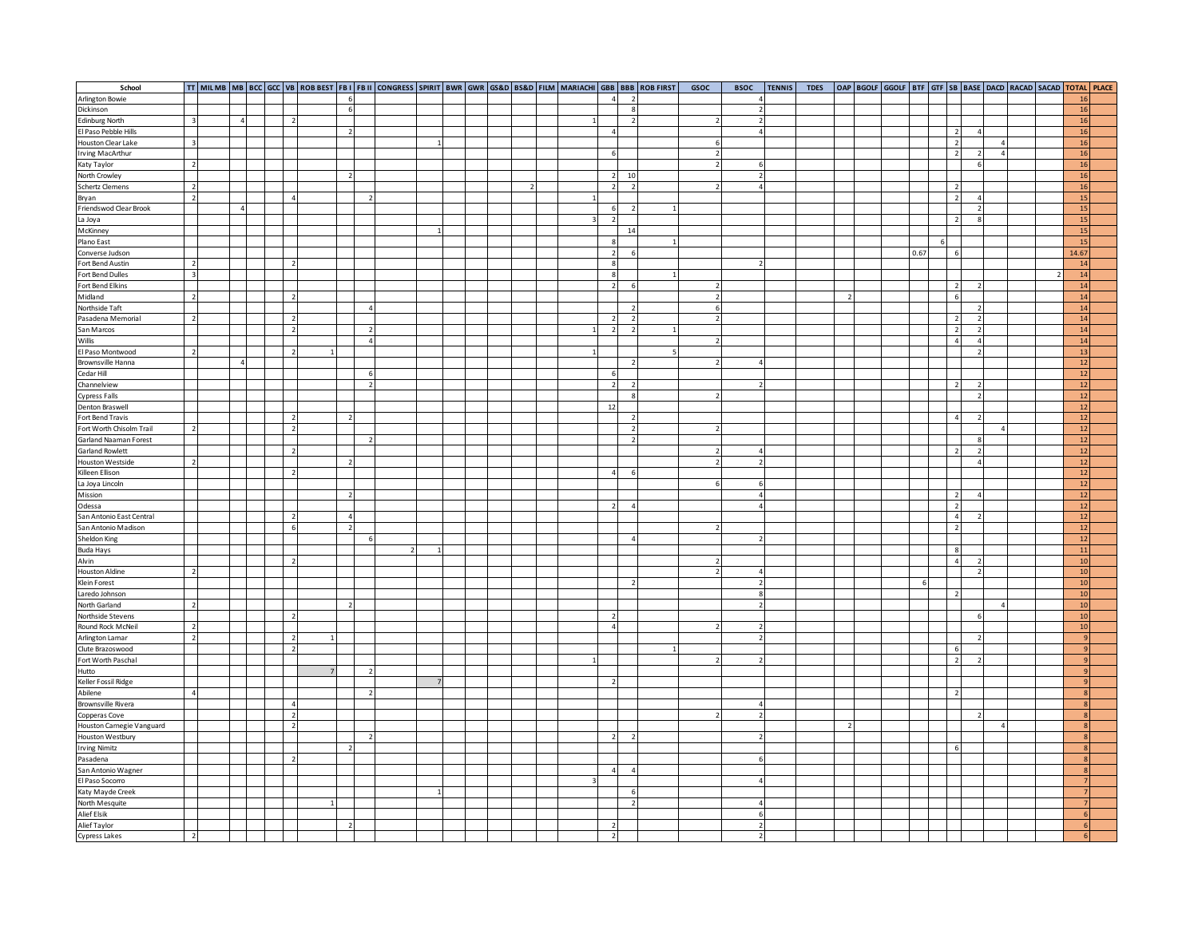| School | TT | MIL MB | MB | BCC | GCC | VB | ROB BEST | FB I | FB II | CONGRESS | SPIRIT | BWR | GWR | GS&D | BS&D | FILM | MARIACHI | GBB | BBB | ROB FIRST | GSOC | BSOC | TENNIS | TDES | OAP | BGOLF | GGOLF | BTF | GTF | SB | BASE | DACD | RACAD | SACAD | TOTAL | PLACE |
|---|---|---|---|---|---|---|---|---|---|---|---|---|---|---|---|---|---|---|---|---|---|---|---|---|---|---|---|---|---|---|---|---|---|---|---|---|
| Arlington Bowie | | | | | | | | 6 | | | | | | | | | | 4 | 2 | | | 4 | | | | | | | | | | | | | 16 | |
| Dickinson | | | | | | | | 6 | | | | | | | | | | | 8 | | | 2 | | | | | | | | | | | | | 16 | |
| Edinburg North | 3 | | 4 | | | 2 | | | | | | | | | | | 1 | | 2 | | 2 | 2 | | | | | | | | | | | | | 16 | |
| El Paso Pebble Hills | | | | | | | | 2 | | | | | | | | | | 4 | | | | 4 | | | | | | | | 2 | 4 | | | | 16 | |
| Houston Clear Lake | 3 | | | | | | | | | | 1 | | | | | | | | | | 6 | | | | | | | | | 2 | | 4 | | | 16 | |
| Irving MacArthur | | | | | | | | | | | | | | | | | | 6 | | | 2 | | | | | | | | | 2 | 2 | 4 | | | 16 | |
| Katy Taylor | 2 | | | | | | | | | | | | | | | | | | | | 2 | 6 | | | | | | | | | 6 | | | | 16 | |
| North Crowley | | | | | | | | 2 | | | | | | | | | | 2 | 10 | | | 2 | | | | | | | | | | | | | 16 | |
| Schertz Clemens | 2 | | | | | | | | | | | | | | 2 | | | 2 | 2 | | 2 | 4 | | | | | | | | 2 | | | | | 16 | |
| Bryan | 2 | | | | | 4 | | | 2 | | | | | | | | 1 | | | | | | | | | | | | | 2 | 4 | | | | 15 | |
| Friendswod Clear Brook | | | 4 | | | | | | | | | | | | | | | 6 | 2 | 1 | | | | | | | | | | | 2 | | | | 15 | |
| La Joya | | | | | | | | | | | | | | | | | 3 | 2 | | | | | | | | | | | | 2 | 8 | | | | 15 | |
| McKinney | | | | | | | | | | | 1 | | | | | | | | 14 | | | | | | | | | | | | | | | | 15 | |
| Plano East | | | | | | | | | | | | | | | | | | 8 | | 1 | | | | | | | | | 6 | | | | | | 15 | |
| Converse Judson | | | | | | | | | | | | | | | | | | 2 | 6 | | | | | | | | | 0.67 | | 6 | | | | | 14.67 | |
| Fort Bend Austin | 2 | | | | | 2 | | | | | | | | | | | | 8 | | | | 2 | | | | | | | | | | | | | 14 | |
| Fort Bend Dulles | 3 | | | | | | | | | | | | | | | | | 8 | | 1 | | | | | | | | | | | | | | 2 | 14 | |
| Fort Bend Elkins | | | | | | | | | | | | | | | | | | 2 | 6 | | 2 | | | | | | | | | 2 | 2 | | | | 14 | |
| Midland | 2 | | | | | 2 | | | | | | | | | | | | | | | 2 | | | | 2 | | | | | 6 | | | | | 14 | |
| Northside Taft | | | | | | | | | 4 | | | | | | | | | | 2 | | 6 | | | | | | | | | | 2 | | | | 14 | |
| Pasadena Memorial | 2 | | | | | 2 | | | | | | | | | | | | 2 | 2 | | 2 | | | | | | | | | 2 | 2 | | | | 14 | |
| San Marcos | | | | | | 2 | | | 2 | | | | | | | | 1 | 2 | 2 | 1 | | | | | | | | | | 2 | 2 | | | | 14 | |
| Willis | | | | | | | | | 4 | | | | | | | | | | | | 2 | | | | | | | | | 4 | 4 | | | | 14 | |
| El Paso Montwood | 2 | | | | | 2 | 1 | | | | | | | | | | 1 | | | 5 | | | | | | | | | | | 2 | | | | 13 | |
| Brownsville Hanna | | | 4 | | | | | | | | | | | | | | | | 2 | | 2 | 4 | | | | | | | | | | | | | 12 | |
| Cedar Hill | | | | | | | | | 6 | | | | | | | | | 6 | | | | | | | | | | | | | | | | | 12 | |
| Channelview | | | | | | | | | 2 | | | | | | | | | 2 | 2 | | | 2 | | | | | | | | 2 | 2 | | | | 12 | |
| Cypress Falls | | | | | | | | | | | | | | | | | | | 8 | | 2 | | | | | | | | | | 2 | | | | 12 | |
| Denton Braswell | | | | | | | | | | | | | | | | | | 12 | | | | | | | | | | | | | | | | | 12 | |
| Fort Bend Travis | | | | | | 2 | | 2 | | | | | | | | | | | 2 | | | | | | | | | | | 4 | 2 | | | | 12 | |
| Fort Worth Chisolm Trail | 2 | | | | | 2 | | | | | | | | | | | | | 2 | | 2 | | | | | | | | | | | 4 | | | 12 | |
| Garland Naaman Forest | | | | | | | | | 2 | | | | | | | | | | 2 | | | | | | | | | | | | 8 | | | | 12 | |
| Garland Rowlett | | | | | | 2 | | | | | | | | | | | | | | | 2 | 4 | | | | | | | | 2 | 2 | | | | 12 | |
| Houston Westside | 2 | | | | | | | 2 | | | | | | | | | | | | | 2 | 2 | | | | | | | | | 4 | | | | 12 | |
| Killeen Ellison | | | | | | 2 | | | | | | | | | | | | 4 | 6 | | | | | | | | | | | | | | | | 12 | |
| La Joya Lincoln | | | | | | | | | | | | | | | | | | | | | 6 | 6 | | | | | | | | | | | | | 12 | |
| Mission | | | | | | | | 2 | | | | | | | | | | | | | | 4 | | | | | | | | 2 | 4 | | | | 12 | |
| Odessa | | | | | | | | | | | | | | | | | | 2 | 4 | | | 4 | | | | | | | | 2 | | | | | 12 | |
| San Antonio East Central | | | | | | 2 | | 4 | | | | | | | | | | | | | | | | | | | | | | 4 | 2 | | | | 12 | |
| San Antonio Madison | | | | | | 6 | | 2 | | | | | | | | | | | | | 2 | | | | | | | | | 2 | | | | | 12 | |
| Sheldon King | | | | | | | | | 6 | | | | | | | | | | 4 | | | 2 | | | | | | | | | | | | | 12 | |
| Buda Hays | | | | | | | | | | 2 | 1 | | | | | | | | | | | | | | | | | | | 8 | | | | | 11 | |
| Alvin | | | | | | 2 | | | | | | | | | | | | | | | 2 | | | | | | | | | 4 | 2 | | | | 10 | |
| Houston Aldine | 2 | | | | | | | | | | | | | | | | | | | | 2 | 4 | | | | | | | | | 2 | | | | 10 | |
| Klein Forest | | | | | | | | | | | | | | | | | | | 2 | | | 2 | | | | | | 6 | | | | | | | 10 | |
| Laredo Johnson | | | | | | | | | | | | | | | | | | | | | | 8 | | | | | | | | 2 | | | | | 10 | |
| North Garland | 2 | | | | | | | 2 | | | | | | | | | | | | | | 2 | | | | | | | | | | 4 | | | 10 | |
| Northside Stevens | | | | | | 2 | | | | | | | | | | | | 2 | | | | | | | | | | | | | 6 | | | | 10 | |
| Round Rock McNeil | 2 | | | | | | | | | | | | | | | | | 4 | | | 2 | 2 | | | | | | | | | | | | | 10 | |
| Arlington Lamar | 2 | | | | | 2 | 1 | | | | | | | | | | | | | | | 2 | | | | | | | | | 2 | | | | 9 | |
| Clute Brazoswood | | | | | | 2 | | | | | | | | | | | | | | 1 | | | | | | | | | | 6 | | | | | 9 | |
| Fort Worth Paschal | | | | | | | | | | | | | | | | | 1 | | | | 2 | 2 | | | | | | | | 2 | 2 | | | | 9 | |
| Hutto | | | | | | | 7 | | 2 | | | | | | | | | | | | | | | | | | | | | | | | | | 9 | |
| Keller Fossil Ridge | | | | | | | | | | | 7 | | | | | | | 2 | | | | | | | | | | | | | | | | | 9 | |
| Abilene | 4 | | | | | | | | 2 | | | | | | | | | | | | | | | | | | | | | 2 | | | | | 8 | |
| Brownsville Rivera | | | | | | 4 | | | | | | | | | | | | | | | | 4 | | | | | | | | | | | | | 8 | |
| Copperas Cove | | | | | | 2 | | | | | | | | | | | | | | | 2 | 2 | | | | | | | | | 2 | | | | 8 | |
| Houston Carnegie Vanguard | | | | | | 2 | | | | | | | | | | | | | | | | | | | 2 | | | | | | | 4 | | | 8 | |
| Houston Westbury | | | | | | | | | 2 | | | | | | | | | 2 | 2 | | | 2 | | | | | | | | | | | | | 8 | |
| Irving Nimitz | | | | | | | | 2 | | | | | | | | | | | | | | | | | | | | | | 6 | | | | | 8 | |
| Pasadena | | | | | | 2 | | | | | | | | | | | | | | | | 6 | | | | | | | | | | | | | 8 | |
| San Antonio Wagner | | | | | | | | | | | | | | | | | | 4 | 4 | | | | | | | | | | | | | | | | 8 | |
| El Paso Socorro | | | | | | | | | | | | | | | | | 3 | | | | | 4 | | | | | | | | | | | | | 7 | |
| Katy Mayde Creek | | | | | | | | | | | 1 | | | | | | | | 6 | | | | | | | | | | | | | | | | 7 | |
| North Mesquite | | | | | | | 1 | | | | | | | | | | | | 2 | | | 4 | | | | | | | | | | | | | 7 | |
| Alief Elsik | | | | | | | | | | | | | | | | | | | | | | 6 | | | | | | | | | | | | | 6 | |
| Alief Taylor | | | | | | | | 2 | | | | | | | | | | 2 | | | | 2 | | | | | | | | | | | | | 6 | |
| Cypress Lakes | 2 | | | | | | | | | | | | | | | | | 2 | | | | 2 | | | | | | | | | | | | | 6 | |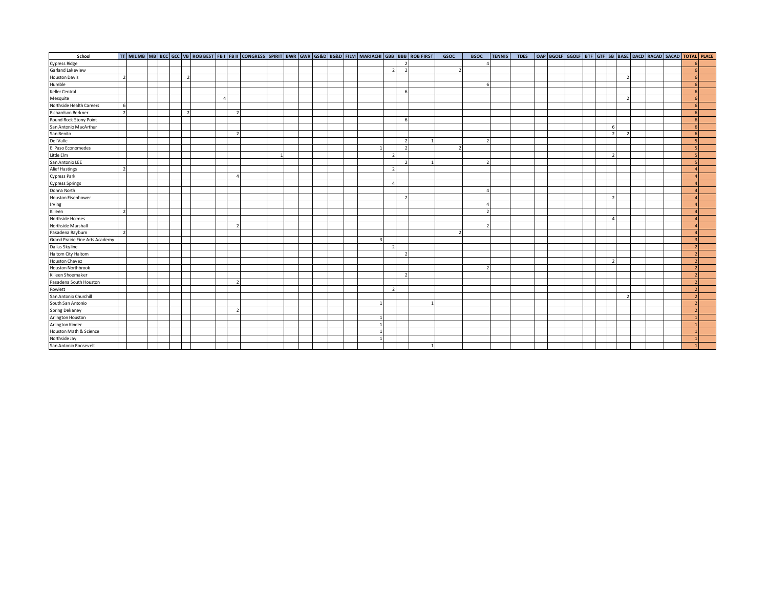| School | TT | MIL MB | MB | BCC | GCC | VB | ROB BEST | FB I | FB II | CONGRESS | SPIRIT | BWR | GWR | GS&D | BS&D | FILM | MARIACHI | GBB | BBB | ROB FIRST | GSOC | BSOC | TENNIS | TDES | OAP | BGOLF | GGOLF | BTF | GTF | SB | BASE | DACD | RACAD | SACAD | TOTAL | PLACE |
|---|---|---|---|---|---|---|---|---|---|---|---|---|---|---|---|---|---|---|---|---|---|---|---|---|---|---|---|---|---|---|---|---|---|---|---|---|
| Cypress Ridge | | | | | | | | | | | | | | | | | | | 2 | | | 4 | | | | | | | | | | | | | 6 | |
| Garland Lakeview | | | | | | | | | | | | | | | | | | 2 | 2 | | 2 | | | | | | | | | | | | | | 6 | |
| Houston Davis | 2 | | | | | 2 | | | | | | | | | | | | | | | | | | | | | | | | | 2 | | | | 6 | |
| Humble | | | | | | | | | | | | | | | | | | | | | | 6 | | | | | | | | | | | | | 6 | |
| Keller Central | | | | | | | | | | | | | | | | | | | 6 | | | | | | | | | | | | | | | | 6 | |
| Mesquite | | | | | | | | 4 | | | | | | | | | | | | | | | | | | | | | | | 2 | | | | 6 | |
| Northside Health Careers | 6 | | | | | | | | | | | | | | | | | | | | | | | | | | | | | | | | | | 6 | |
| Richardson Berkner | 2 | | | | | 2 | | | 2 | | | | | | | | | | | | | | | | | | | | | | | | | | 6 | |
| Round Rock Stony Point | | | | | | | | | | | | | | | | | | | 6 | | | | | | | | | | | | | | | | 6 | |
| San Antonio MacArthur | | | | | | | | | | | | | | | | | | | | | | | | | | | | | | 6 | | | | | 6 | |
| San Benito | | | | | | | | | 2 | | | | | | | | | | | | | | | | | | | | | 2 | 2 | | | | 6 | |
| Del Valle | | | | | | | | | | | | | | | | | | | 2 | 1 | | 2 | | | | | | | | | | | | | 5 | |
| El Paso Economedes | | | | | | | | | | | | | | | | | 1 | | 2 | | 2 | | | | | | | | | | | | | | 5 | |
| Little Elm | | | | | | | | | | | 1 | | | | | | | 2 | | | | | | | | | | | | 2 | | | | | 5 | |
| San Antonio LEE | | | | | | | | | | | | | | | | | | | 2 | 1 | | 2 | | | | | | | | | | | | | 5 | |
| Alief Hastings | 2 | | | | | | | | | | | | | | | | | 2 | | | | | | | | | | | | | | | | | 4 | |
| Cypress Park | | | | | | | | | 4 | | | | | | | | | | | | | | | | | | | | | | | | | | 4 | |
| Cypress Springs | | | | | | | | | | | | | | | | | | 4 | | | | | | | | | | | | | | | | | 4 | |
| Donna North | | | | | | | | | | | | | | | | | | | | | | 4 | | | | | | | | | | | | | 4 | |
| Houston Eisenhower | | | | | | | | | | | | | | | | | | | 2 | | | | | | | | | | | 2 | | | | | 4 | |
| Irving | | | | | | | | | | | | | | | | | | | | | | 4 | | | | | | | | | | | | | 4 | |
| Killeen | 2 | | | | | | | | | | | | | | | | | | | | | 2 | | | | | | | | | | | | | 4 | |
| Northside Holmes | | | | | | | | | | | | | | | | | | | | | | | | | | | | | | 4 | | | | | 4 | |
| Northside Marshall | | | | | | | | | 2 | | | | | | | | | | | | | 2 | | | | | | | | | | | | | 4 | |
| Pasadena Rayburn | 2 | | | | | | | | | | | | | | | | | | | | 2 | | | | | | | | | | | | | | 4 | |
| Grand Prairie Fine Arts Academy | | | | | | | | | | | | | | | | | 3 | | | | | | | | | | | | | | | | | | 3 | |
| Dallas Skyline | | | | | | | | | | | | | | | | | | 2 | | | | | | | | | | | | | | | | | 2 | |
| Haltom City Haltom | | | | | | | | | | | | | | | | | | | 2 | | | | | | | | | | | | | | | | 2 | |
| Houston Chavez | | | | | | | | | | | | | | | | | | | | | | | | | | | | | | 2 | | | | | 2 | |
| Houston Northbrook | | | | | | | | | | | | | | | | | | | | | | 2 | | | | | | | | | | | | | 2 | |
| Killeen Shoemaker | | | | | | | | | | | | | | | | | | | 2 | | | | | | | | | | | | | | | | 2 | |
| Pasadena South Houston | | | | | | | | | 2 | | | | | | | | | | | | | | | | | | | | | | | | | | 2 | |
| Rowlett | | | | | | | | | | | | | | | | | | 2 | | | | | | | | | | | | | | | | | 2 | |
| San Antonio Churchill | | | | | | | | | | | | | | | | | | | | | | | | | | | | | | | 2 | | | | 2 | |
| South San Antonio | | | | | | | | | | | | | | | | | 1 | | | 1 | | | | | | | | | | | | | | | 2 | |
| Spring Dekaney | | | | | | | | | 2 | | | | | | | | | | | | | | | | | | | | | | | | | | 2 | |
| Arlington Houston | | | | | | | | | | | | | | | | | 1 | | | | | | | | | | | | | | | | | | 1 | |
| Arlington Kinder | | | | | | | | | | | | | | | | | 1 | | | | | | | | | | | | | | | | | | 1 | |
| Houston Math & Science | | | | | | | | | | | | | | | | | 1 | | | | | | | | | | | | | | | | | | 1 | |
| Northside Jay | | | | | | | | | | | | | | | | | 1 | | | | | | | | | | | | | | | | | | 1 | |
| San Antonio Roosevelt | | | | | | | | | | | | | | | | | | | | 1 | | | | | | | | | | | | | | | 1 | |